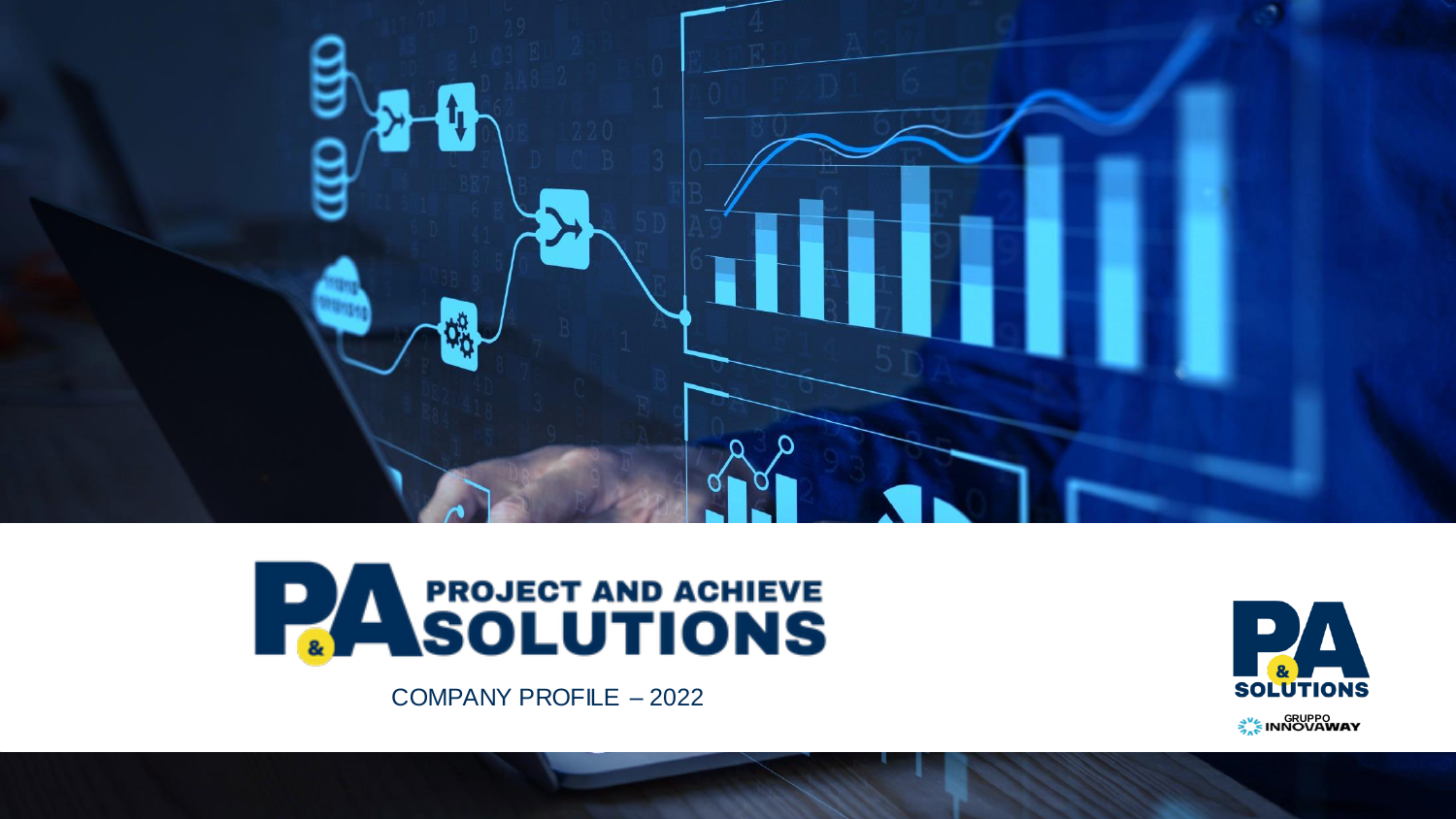# P&A PROJECT AND ACHIEVE SOLUTIONS

COMPANY PROFILE – 2022

P&A SOLUTIONS

GRUPPO INNOVAWAY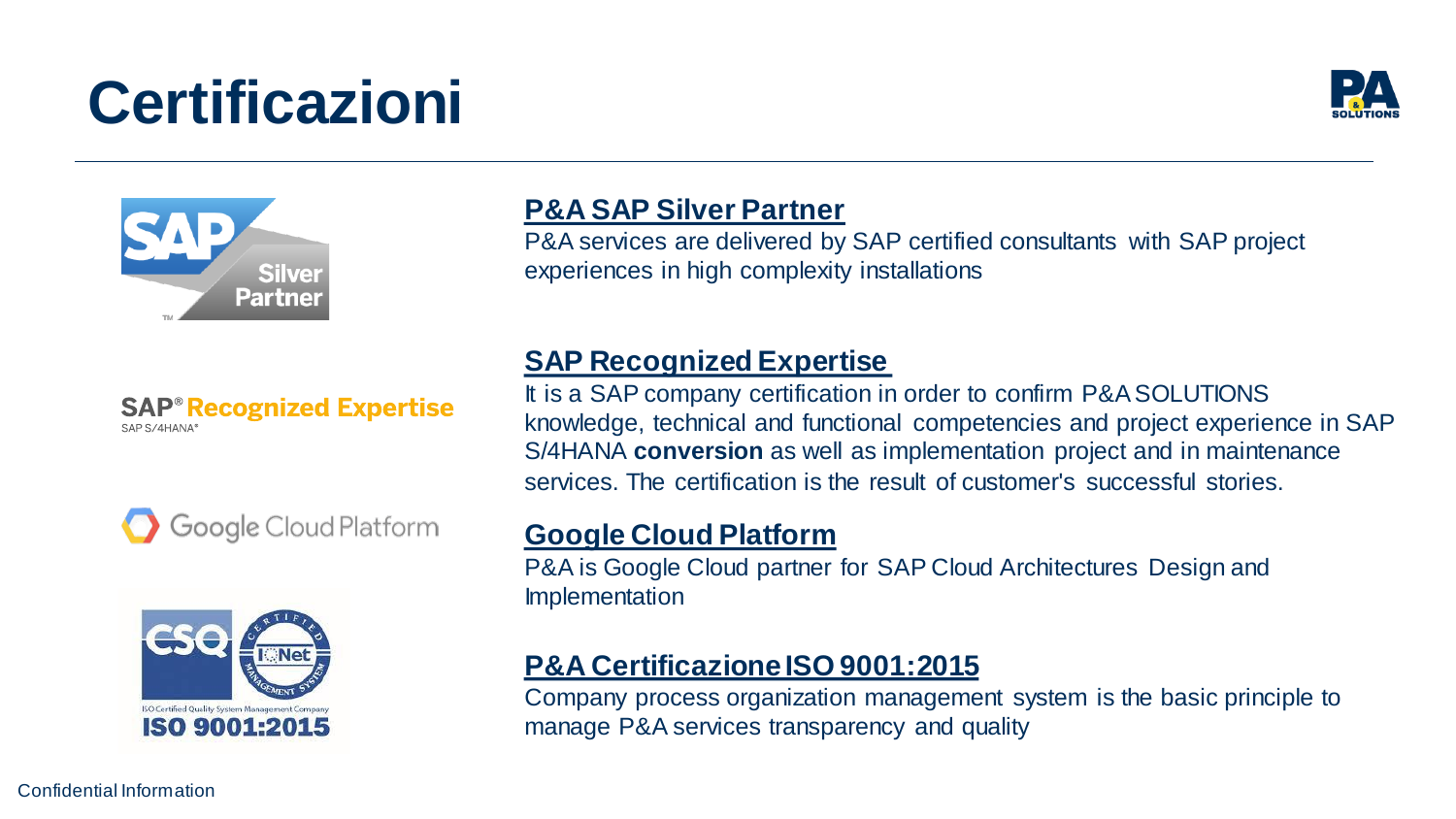# Certificazioni

## P&A SAP Silver Partner

P&A services are delivered by SAP certified consultants with SAP project experiences in high complexity installations

## SAP Recognized Expertise

It is a SAP company certification in order to confirm P&A SOLUTIONS knowledge, technical and functional competencies and project experience in SAP S/4HANA **conversion** as well as implementation project and in maintenance services. The certification is the result of customer's successful stories.

## Google Cloud Platform

P&A is Google Cloud partner for SAP Cloud Architectures Design and Implementation

## P&A Certificazione ISO 9001:2015

Company process organization management system is the basic principle to manage P&A services transparency and quality

Confidential Information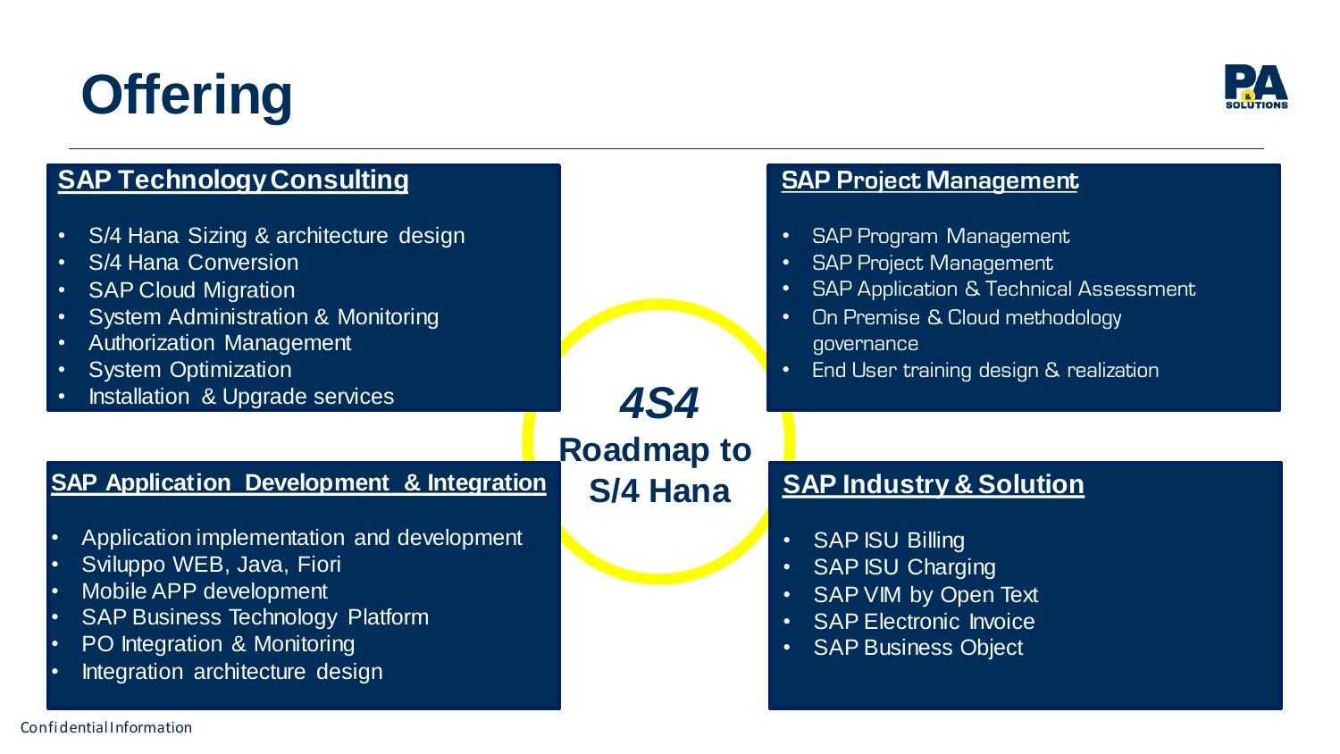# Offering

## SAP Technology Consulting

- S/4 Hana Sizing & architecture design
- S/4 Hana Conversion
- SAP Cloud Migration
- System Administration & Monitoring
- Authorization Management
- System Optimization
- Installation & Upgrade services

## SAP Project Management

- SAP Program Management
- SAP Project Management
- SAP Application & Technical Assessment
- On Premise & Cloud methodology governance
- End User training design & realization

***4S4***

**Roadmap to S/4 Hana**

## SAP Application Development & Integration

- Application implementation and development
- Sviluppo WEB, Java, Fiori
- Mobile APP development
- SAP Business Technology Platform
- PO Integration & Monitoring
- Integration architecture design

## SAP Industry & Solution

- SAP ISU Billing
- SAP ISU Charging
- SAP VIM by Open Text
- SAP Electronic Invoice
- SAP Business Object

Confidential Information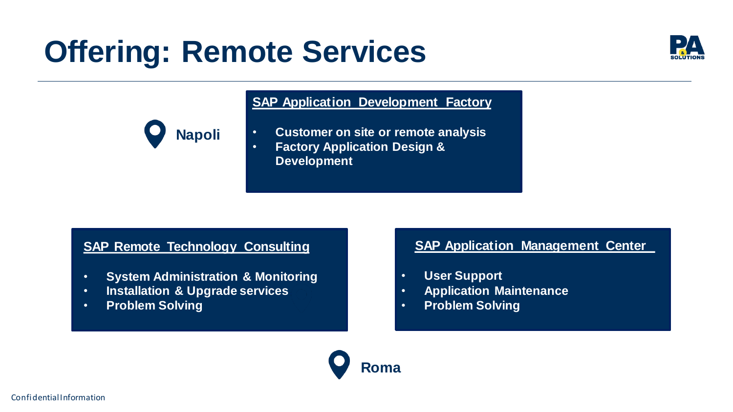# Offering: Remote Services

**Napoli**

## SAP Application Development Factory

- **Customer on site or remote analysis**
- **Factory Application Design & Development**

## SAP Remote Technology Consulting

- **System Administration & Monitoring**
- **Installation & Upgrade services**
- **Problem Solving**

## SAP Application Management Center

- **User Support**
- **Application Maintenance**
- **Problem Solving**

**Roma**

Confidential Information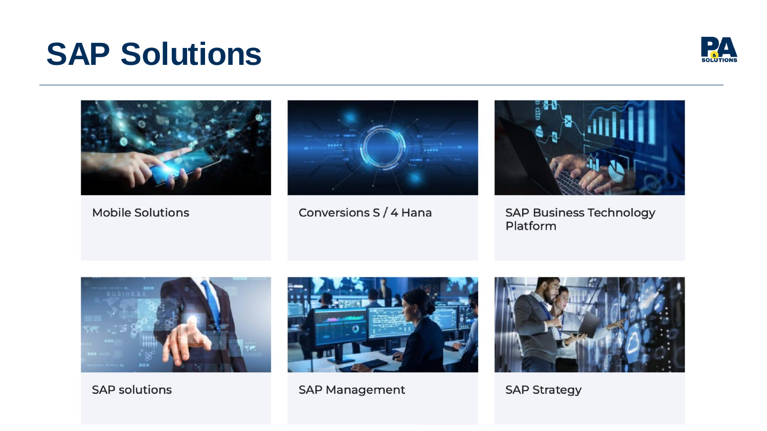# SAP Solutions

- Mobile Solutions
- Conversions S / 4 Hana
- SAP Business Technology Platform
- SAP solutions
- SAP Management
- SAP Strategy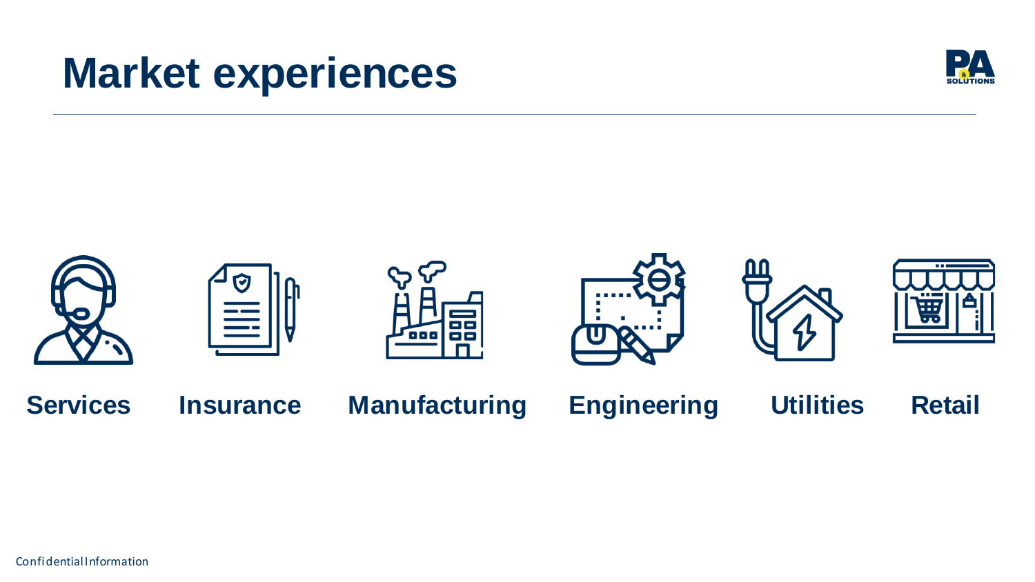# Market experiences

**Services** **Insurance** **Manufacturing** **Engineering** **Utilities** **Retail**

Confidential Information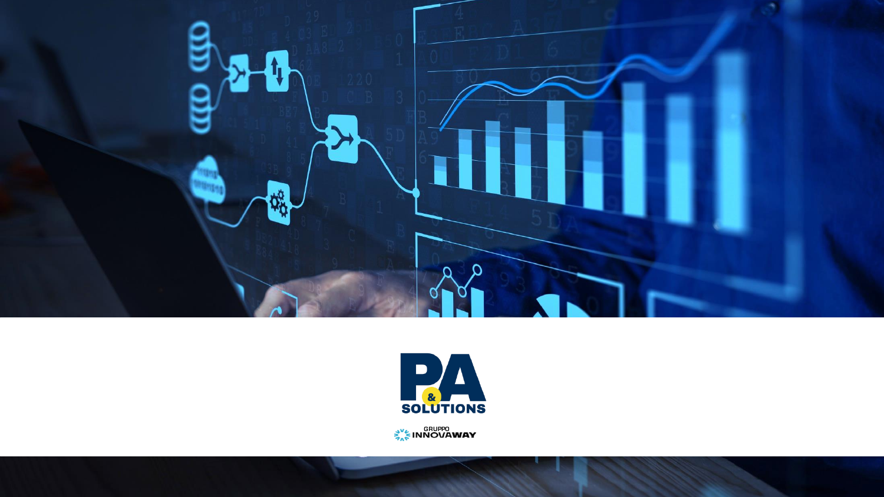P&A SOLUTIONS

GRUPPO INNOVAWAY